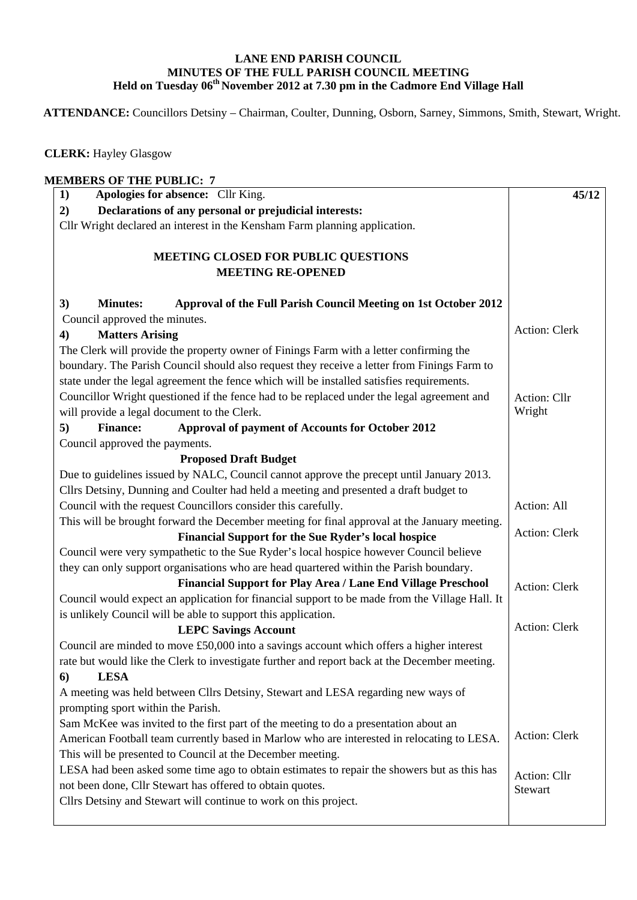**LANE END PARISH COUNCIL**
**MINUTES OF THE FULL PARISH COUNCIL MEETING**
**Held on Tuesday 06th November 2012 at 7.30 pm in the Cadmore End Village Hall**

**ATTENDANCE:** Councillors Detsiny – Chairman, Coulter, Dunning, Osborn, Sarney, Simmons, Smith, Stewart, Wright.

**CLERK:** Hayley Glasgow

**MEMBERS OF THE PUBLIC: 7**

| | 45/12 |
|---|---|
| **1) Apologies for absence:** Cllr King. | |
| **2) Declarations of any personal or prejudicial interests:** | |
| Cllr Wright declared an interest in the Kensham Farm planning application. | |
| **MEETING CLOSED FOR PUBLIC QUESTIONS** | |
| **MEETING RE-OPENED** | |
| **3) Minutes: Approval of the Full Parish Council Meeting on 1st October 2012** | |
| Council approved the minutes. | |
| **4) Matters Arising** | Action: Clerk |
| The Clerk will provide the property owner of Finings Farm with a letter confirming the boundary. The Parish Council should also request they receive a letter from Finings Farm to state under the legal agreement the fence which will be installed satisfies requirements. | |
| Councillor Wright questioned if the fence had to be replaced under the legal agreement and will provide a legal document to the Clerk. | Action: Cllr Wright |
| **5) Finance: Approval of payment of Accounts for October 2012** | |
| Council approved the payments. | |
| **Proposed Draft Budget** | |
| Due to guidelines issued by NALC, Council cannot approve the precept until January 2013. Cllrs Detsiny, Dunning and Coulter had held a meeting and presented a draft budget to Council with the request Councillors consider this carefully. | Action: All |
| This will be brought forward the December meeting for final approval at the January meeting. | Action: Clerk |
| **Financial Support for the Sue Ryder's local hospice** | |
| Council were very sympathetic to the Sue Ryder's local hospice however Council believe they can only support organisations who are head quartered within the Parish boundary. | Action: Clerk |
| **Financial Support for Play Area / Lane End Village Preschool** | |
| Council would expect an application for financial support to be made from the Village Hall. It is unlikely Council will be able to support this application. | Action: Clerk |
| **LEPC Savings Account** | |
| Council are minded to move £50,000 into a savings account which offers a higher interest rate but would like the Clerk to investigate further and report back at the December meeting. | |
| **6) LESA** | |
| A meeting was held between Cllrs Detsiny, Stewart and LESA regarding new ways of prompting sport within the Parish. | |
| Sam McKee was invited to the first part of the meeting to do a presentation about an American Football team currently based in Marlow who are interested in relocating to LESA. This will be presented to Council at the December meeting. | Action: Clerk |
| LESA had been asked some time ago to obtain estimates to repair the showers but as this has not been done, Cllr Stewart has offered to obtain quotes. | Action: Cllr Stewart |
| Cllrs Detsiny and Stewart will continue to work on this project. | |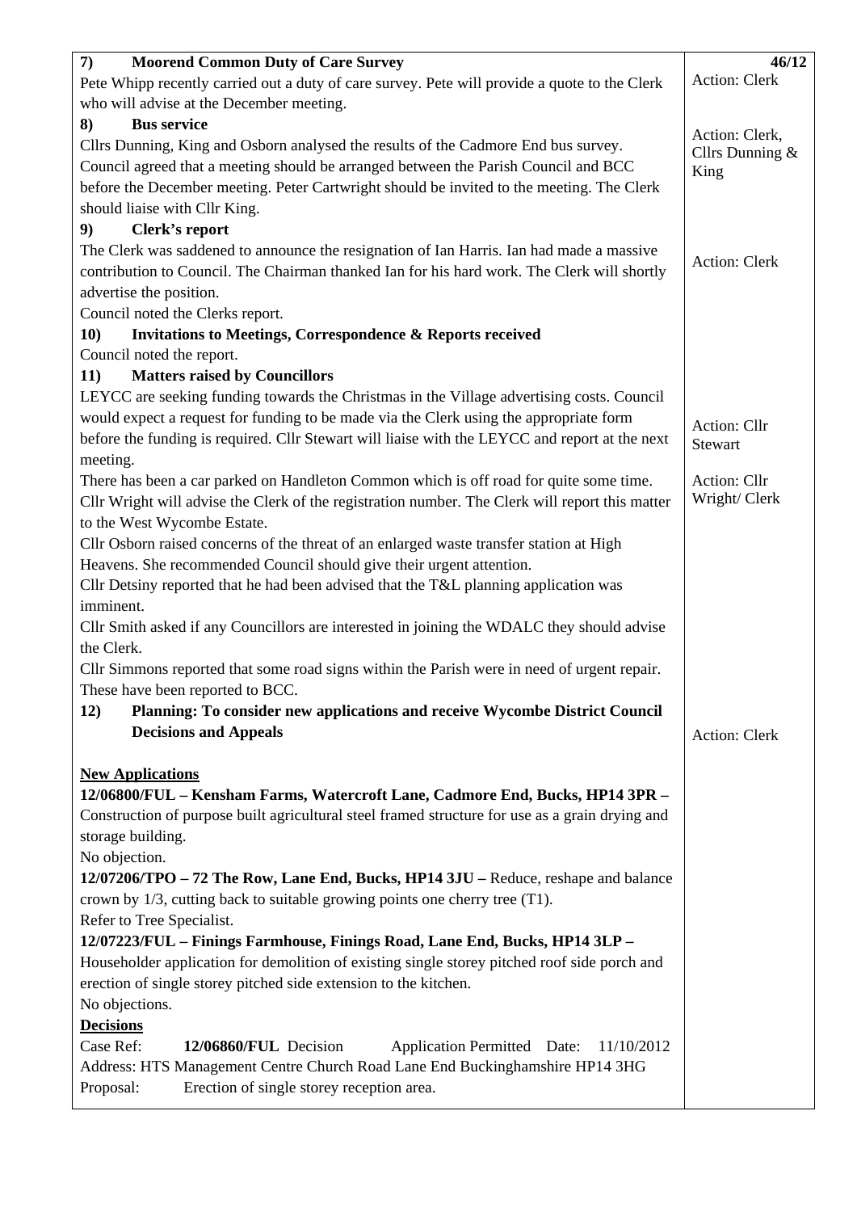| | |
|---|---|
| **7) Moorend Common Duty of Care Survey**<br>Pete Whipp recently carried out a duty of care survey. Pete will provide a quote to the Clerk who will advise at the December meeting. | **46/12**<br>Action: Clerk |
| **8) Bus service**<br>Cllrs Dunning, King and Osborn analysed the results of the Cadmore End bus survey. Council agreed that a meeting should be arranged between the Parish Council and BCC before the December meeting. Peter Cartwright should be invited to the meeting. The Clerk should liaise with Cllr King. | Action: Clerk, Cllrs Dunning & King |
| **9) Clerk's report**<br>The Clerk was saddened to announce the resignation of Ian Harris. Ian had made a massive contribution to Council. The Chairman thanked Ian for his hard work. The Clerk will shortly advertise the position.<br>Council noted the Clerks report. | Action: Clerk |
| **10) Invitations to Meetings, Correspondence & Reports received**<br>Council noted the report. | |
| **11) Matters raised by Councillors**<br>LEYCC are seeking funding towards the Christmas in the Village advertising costs. Council would expect a request for funding to be made via the Clerk using the appropriate form before the funding is required. Cllr Stewart will liaise with the LEYCC and report at the next meeting. | Action: Cllr Stewart |
| There has been a car parked on Handleton Common which is off road for quite some time. Cllr Wright will advise the Clerk of the registration number. The Clerk will report this matter to the West Wycombe Estate.<br>Cllr Osborn raised concerns of the threat of an enlarged waste transfer station at High Heavens. She recommended Council should give their urgent attention.<br>Cllr Detsiny reported that he had been advised that the T&L planning application was imminent.<br>Cllr Smith asked if any Councillors are interested in joining the WDALC they should advise the Clerk.<br>Cllr Simmons reported that some road signs within the Parish were in need of urgent repair. These have been reported to BCC. | Action: Cllr Wright/ Clerk |
| **12) Planning: To consider new applications and receive Wycombe District Council Decisions and Appeals**<br><br>**New Applications**<br>**12/06800/FUL – Kensham Farms, Watercroft Lane, Cadmore End, Bucks, HP14 3PR –** Construction of purpose built agricultural steel framed structure for use as a grain drying and storage building.<br>No objection.<br>**12/07206/TPO – 72 The Row, Lane End, Bucks, HP14 3JU –** Reduce, reshape and balance crown by 1/3, cutting back to suitable growing points one cherry tree (T1).<br>Refer to Tree Specialist.<br>**12/07223/FUL – Finings Farmhouse, Finings Road, Lane End, Bucks, HP14 3LP –** Householder application for demolition of existing single storey pitched roof side porch and erection of single storey pitched side extension to the kitchen.<br>No objections.<br>**Decisions**<br>Case Ref: **12/06860/FUL** Decision Application Permitted Date: 11/10/2012<br>Address: HTS Management Centre Church Road Lane End Buckinghamshire HP14 3HG<br>Proposal: Erection of single storey reception area. | Action: Clerk |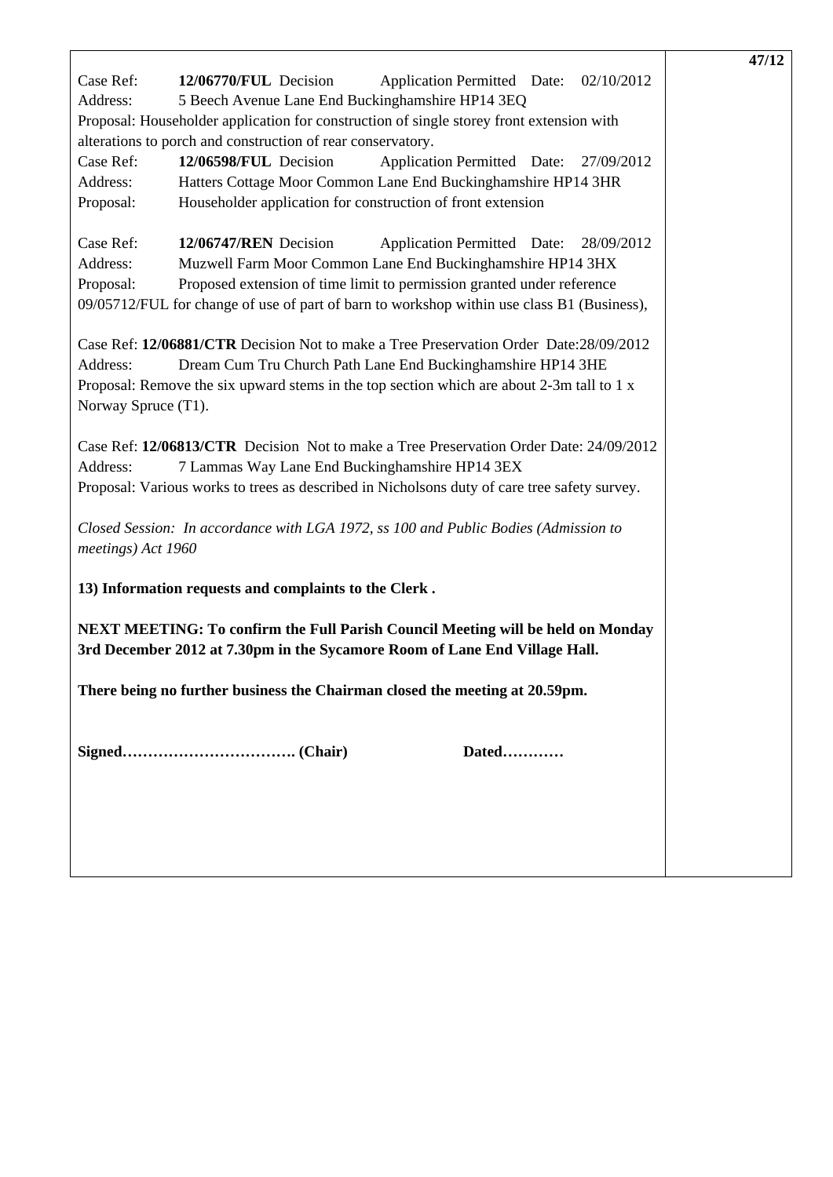Case Ref: **12/06770/FUL** Decision Application Permitted Date: 02/10/2012
Address: 5 Beech Avenue Lane End Buckinghamshire HP14 3EQ
Proposal: Householder application for construction of single storey front extension with alterations to porch and construction of rear conservatory.

Case Ref: **12/06598/FUL** Decision Application Permitted Date: 27/09/2012
Address: Hatters Cottage Moor Common Lane End Buckinghamshire HP14 3HR
Proposal: Householder application for construction of front extension

Case Ref: **12/06747/REN** Decision Application Permitted Date: 28/09/2012
Address: Muzwell Farm Moor Common Lane End Buckinghamshire HP14 3HX
Proposal: Proposed extension of time limit to permission granted under reference 09/05712/FUL for change of use of part of barn to workshop within use class B1 (Business),

Case Ref: **12/06881/CTR** Decision Not to make a Tree Preservation Order Date:28/09/2012
Address: Dream Cum Tru Church Path Lane End Buckinghamshire HP14 3HE
Proposal: Remove the six upward stems in the top section which are about 2-3m tall to 1 x Norway Spruce (T1).

Case Ref: **12/06813/CTR** Decision Not to make a Tree Preservation Order Date: 24/09/2012
Address: 7 Lammas Way Lane End Buckinghamshire HP14 3EX
Proposal: Various works to trees as described in Nicholsons duty of care tree safety survey.

*Closed Session: In accordance with LGA 1972, ss 100 and Public Bodies (Admission to meetings) Act 1960*

**13) Information requests and complaints to the Clerk .**

**NEXT MEETING: To confirm the Full Parish Council Meeting will be held on Monday 3rd December 2012 at 7.30pm in the Sycamore Room of Lane End Village Hall.**

**There being no further business the Chairman closed the meeting at 20.59pm.**

**Signed……………………………. (Chair)** **Dated…………**